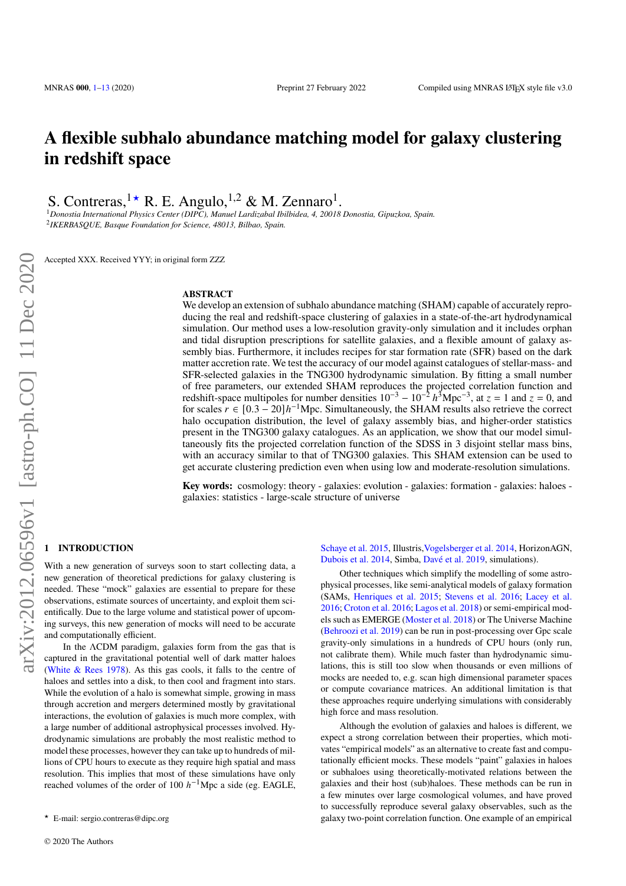# A flexible subhalo abundance matching model for galaxy clustering in redshift space

S. Contreras,[1★] R. E. Angulo,[1,2] & M. Zennaro[1].

[1]*Donostia International Physics Center (DIPC), Manuel Lardizabal Ibilbidea, 4, 20018 Donostia, Gipuzkoa, Spain.*
[2]*IKERBASQUE, Basque Foundation for Science, 48013, Bilbao, Spain.*

Accepted XXX. Received YYY; in original form ZZZ

## ABSTRACT

We develop an extension of subhalo abundance matching (SHAM) capable of accurately reproducing the real and redshift-space clustering of galaxies in a state-of-the-art hydrodynamical simulation. Our method uses a low-resolution gravity-only simulation and it includes orphan and tidal disruption prescriptions for satellite galaxies, and a flexible amount of galaxy assembly bias. Furthermore, it includes recipes for star formation rate (SFR) based on the dark matter accretion rate. We test the accuracy of our model against catalogues of stellar-mass- and SFR-selected galaxies in the TNG300 hydrodynamic simulation. By fitting a small number of free parameters, our extended SHAM reproduces the projected correlation function and redshift-space multipoles for number densities $10^{-3} - 10^{-2}\,h^3\mathrm{Mpc}^{-3}$, at $z = 1$ and $z = 0$, and for scales $r \in [0.3 - 20]\,h^{-1}\mathrm{Mpc}$. Simultaneously, the SHAM results also retrieve the correct halo occupation distribution, the level of galaxy assembly bias, and higher-order statistics present in the TNG300 galaxy catalogues. As an application, we show that our model simultaneously fits the projected correlation function of the SDSS in 3 disjoint stellar mass bins, with an accuracy similar to that of TNG300 galaxies. This SHAM extension can be used to get accurate clustering prediction even when using low and moderate-resolution simulations.

**Key words:** cosmology: theory - galaxies: evolution - galaxies: formation - galaxies: haloes - galaxies: statistics - large-scale structure of universe

## 1 INTRODUCTION

With a new generation of surveys soon to start collecting data, a new generation of theoretical predictions for galaxy clustering is needed. These "mock" galaxies are essential to prepare for these observations, estimate sources of uncertainty, and exploit them scientifically. Due to the large volume and statistical power of upcoming surveys, this new generation of mocks will need to be accurate and computationally efficient.

In the ΛCDM paradigm, galaxies form from the gas that is captured in the gravitational potential well of dark matter haloes (White & Rees 1978). As this gas cools, it falls to the centre of haloes and settles into a disk, to then cool and fragment into stars. While the evolution of a halo is somewhat simple, growing in mass through accretion and mergers determined mostly by gravitational interactions, the evolution of galaxies is much more complex, with a large number of additional astrophysical processes involved. Hydrodynamic simulations are probably the most realistic method to model these processes, however they can take up to hundreds of millions of CPU hours to execute as they require high spatial and mass resolution. This implies that most of these simulations have only reached volumes of the order of 100 $h^{-1}$Mpc a side (eg. EAGLE, Schaye et al. 2015, Illustris,Vogelsberger et al. 2014, HorizonAGN, Dubois et al. 2014, Simba, Davé et al. 2019, simulations).

Other techniques which simplify the modelling of some astrophysical processes, like semi-analytical models of galaxy formation (SAMs, Henriques et al. 2015; Stevens et al. 2016; Lacey et al. 2016; Croton et al. 2016; Lagos et al. 2018) or semi-empirical models such as EMERGE (Moster et al. 2018) or The Universe Machine (Behroozi et al. 2019) can be run in post-processing over Gpc scale gravity-only simulations in a hundreds of CPU hours (only run, not calibrate them). While much faster than hydrodynamic simulations, this is still too slow when thousands or even millions of mocks are needed to, e.g. scan high dimensional parameter spaces or compute covariance matrices. An additional limitation is that these approaches require underlying simulations with considerably high force and mass resolution.

Although the evolution of galaxies and haloes is different, we expect a strong correlation between their properties, which motivates "empirical models" as an alternative to create fast and computationally efficient mocks. These models "paint" galaxies in haloes or subhaloes using theoretically-motivated relations between the galaxies and their host (sub)haloes. These methods can be run in a few minutes over large cosmological volumes, and have proved to successfully reproduce several galaxy observables, such as the galaxy two-point correlation function. One example of an empirical

★ E-mail: sergio.contreras@dipc.org

© 2020 The Authors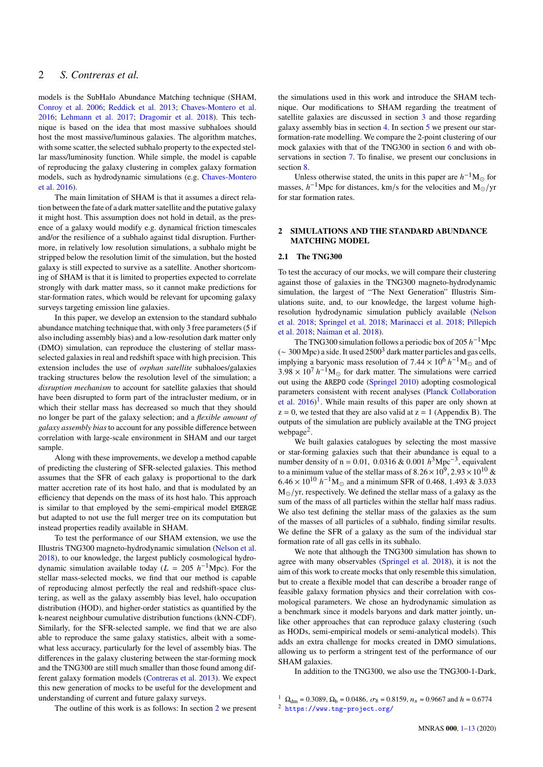models is the SubHalo Abundance Matching technique (SHAM, Conroy et al. 2006; Reddick et al. 2013; Chaves-Montero et al. 2016; Lehmann et al. 2017; Dragomir et al. 2018). This technique is based on the idea that most massive subhaloes should host the most massive/luminous galaxies. The algorithm matches, with some scatter, the selected subhalo property to the expected stellar mass/luminosity function. While simple, the model is capable of reproducing the galaxy clustering in complex galaxy formation models, such as hydrodynamic simulations (e.g. Chaves-Montero et al. 2016).

The main limitation of SHAM is that it assumes a direct relation between the fate of a dark matter satellite and the putative galaxy it might host. This assumption does not hold in detail, as the presence of a galaxy would modify e.g. dynamical friction timescales and/or the resilience of a subhalo against tidal disruption. Furthermore, in relatively low resolution simulations, a subhalo might be stripped below the resolution limit of the simulation, but the hosted galaxy is still expected to survive as a satellite. Another shortcoming of SHAM is that it is limited to properties expected to correlate strongly with dark matter mass, so it cannot make predictions for star-formation rates, which would be relevant for upcoming galaxy surveys targeting emission line galaxies.

In this paper, we develop an extension to the standard subhalo abundance matching technique that, with only 3 free parameters (5 if also including assembly bias) and a low-resolution dark matter only (DMO) simulation, can reproduce the clustering of stellar mass-selected galaxies in real and redshift space with high precision. This extension includes the use of *orphan satellite* subhaloes/galaxies tracking structures below the resolution level of the simulation; a *disruption mechanism* to account for satellite galaxies that should have been disrupted to form part of the intracluster medium, or in which their stellar mass has decreased so much that they should no longer be part of the galaxy selection; and a *flexible amount of galaxy assembly bias* to account for any possible difference between correlation with large-scale environment in SHAM and our target sample.

Along with these improvements, we develop a method capable of predicting the clustering of SFR-selected galaxies. This method assumes that the SFR of each galaxy is proportional to the dark matter accretion rate of its host halo, and that is modulated by an efficiency that depends on the mass of its host halo. This approach is similar to that employed by the semi-empirical model EMERGE but adapted to not use the full merger tree on its computation but instead properties readily available in SHAM.

To test the performance of our SHAM extension, we use the Illustris TNG300 magneto-hydrodynamic simulation (Nelson et al. 2018), to our knowledge, the largest publicly cosmological hydrodynamic simulation available today ($L = 205\ h^{-1}$Mpc). For the stellar mass-selected mocks, we find that our method is capable of reproducing almost perfectly the real and redshift-space clustering, as well as the galaxy assembly bias level, halo occupation distribution (HOD), and higher-order statistics as quantified by the k-nearest neighbour cumulative distribution functions (kNN-CDF). Similarly, for the SFR-selected sample, we find that we are also able to reproduce the same galaxy statistics, albeit with a somewhat less accuracy, particularly for the level of assembly bias. The differences in the galaxy clustering between the star-forming mock and the TNG300 are still much smaller than those found among different galaxy formation models (Contreras et al. 2013). We expect this new generation of mocks to be useful for the development and understanding of current and future galaxy surveys.

The outline of this work is as follows: In section 2 we present the simulations used in this work and introduce the SHAM technique. Our modifications to SHAM regarding the treatment of satellite galaxies are discussed in section 3 and those regarding galaxy assembly bias in section 4. In section 5 we present our star-formation-rate modelling. We compare the 2-point clustering of our mock galaxies with that of the TNG300 in section 6 and with observations in section 7. To finalise, we present our conclusions in section 8.

Unless otherwise stated, the units in this paper are $h^{-1}\mathrm{M}_{\odot}$ for masses, $h^{-1}$Mpc for distances, km/s for the velocities and $\mathrm{M}_{\odot}$/yr for star formation rates.

## 2 SIMULATIONS AND THE STANDARD ABUNDANCE MATCHING MODEL

### 2.1 The TNG300

To test the accuracy of our mocks, we will compare their clustering against those of galaxies in the TNG300 magneto-hydrodynamic simulation, the largest of "The Next Generation" Illustris Simulations suite, and, to our knowledge, the largest volume high-resolution hydrodynamic simulation publicly available (Nelson et al. 2018; Springel et al. 2018; Marinacci et al. 2018; Pillepich et al. 2018; Naiman et al. 2018).

The TNG300 simulation follows a periodic box of 205 $h^{-1}$Mpc ($\sim$ 300 Mpc) a side. It used $2500^3$ dark matter particles and gas cells, implying a baryonic mass resolution of $7.44 \times 10^6\ h^{-1}\mathrm{M}_{\odot}$ and of $3.98 \times 10^7\ h^{-1}\mathrm{M}_{\odot}$ for dark matter. The simulations were carried out using the AREPO code (Springel 2010) adopting cosmological parameters consistent with recent analyses (Planck Collaboration et al. 2016)[1]. While main results of this paper are only shown at z = 0, we tested that they are also valid at z = 1 (Appendix B). The outputs of the simulation are publicly available at the TNG project webpage[2].

We built galaxies catalogues by selecting the most massive or star-forming galaxies such that their abundance is equal to a number density of n = 0.01, 0.0316 & 0.001 $h^3\mathrm{Mpc}^{-3}$, equivalent to a minimum value of the stellar mass of $8.26 \times 10^9$, $2.93 \times 10^{10}$ & $6.46 \times 10^{10}\ h^{-1}\mathrm{M}_{\odot}$ and a minimum SFR of 0.468, 1.493 & 3.033 $\mathrm{M}_{\odot}$/yr, respectively. We defined the stellar mass of a galaxy as the sum of the mass of all particles within the stellar half mass radius. We also test defining the stellar mass of the galaxies as the sum of the masses of all particles of a subhalo, finding similar results. We define the SFR of a galaxy as the sum of the individual star formation rate of all gas cells in its subhalo.

We note that although the TNG300 simulation has shown to agree with many observables (Springel et al. 2018), it is not the aim of this work to create mocks that only resemble this simulation, but to create a flexible model that can describe a broader range of feasible galaxy formation physics and their correlation with cosmological parameters. We chose an hydrodynamic simulation as a benchmark since it models baryons and dark matter jointly, unlike other approaches that can reproduce galaxy clustering (such as HODs, semi-empirical models or semi-analytical models). This adds an extra challenge for mocks created in DMO simulations, allowing us to perform a stringent test of the performance of our SHAM galaxies.

In addition to the TNG300, we also use the TNG300-1-Dark,

[1] $\Omega_{\mathrm{dm}} = 0.3089$, $\Omega_{\mathrm{b}} = 0.0486$, $\sigma_8 = 0.8159$, $n_s = 0.9667$ and $h = 0.6774$

[2] https://www.tng-project.org/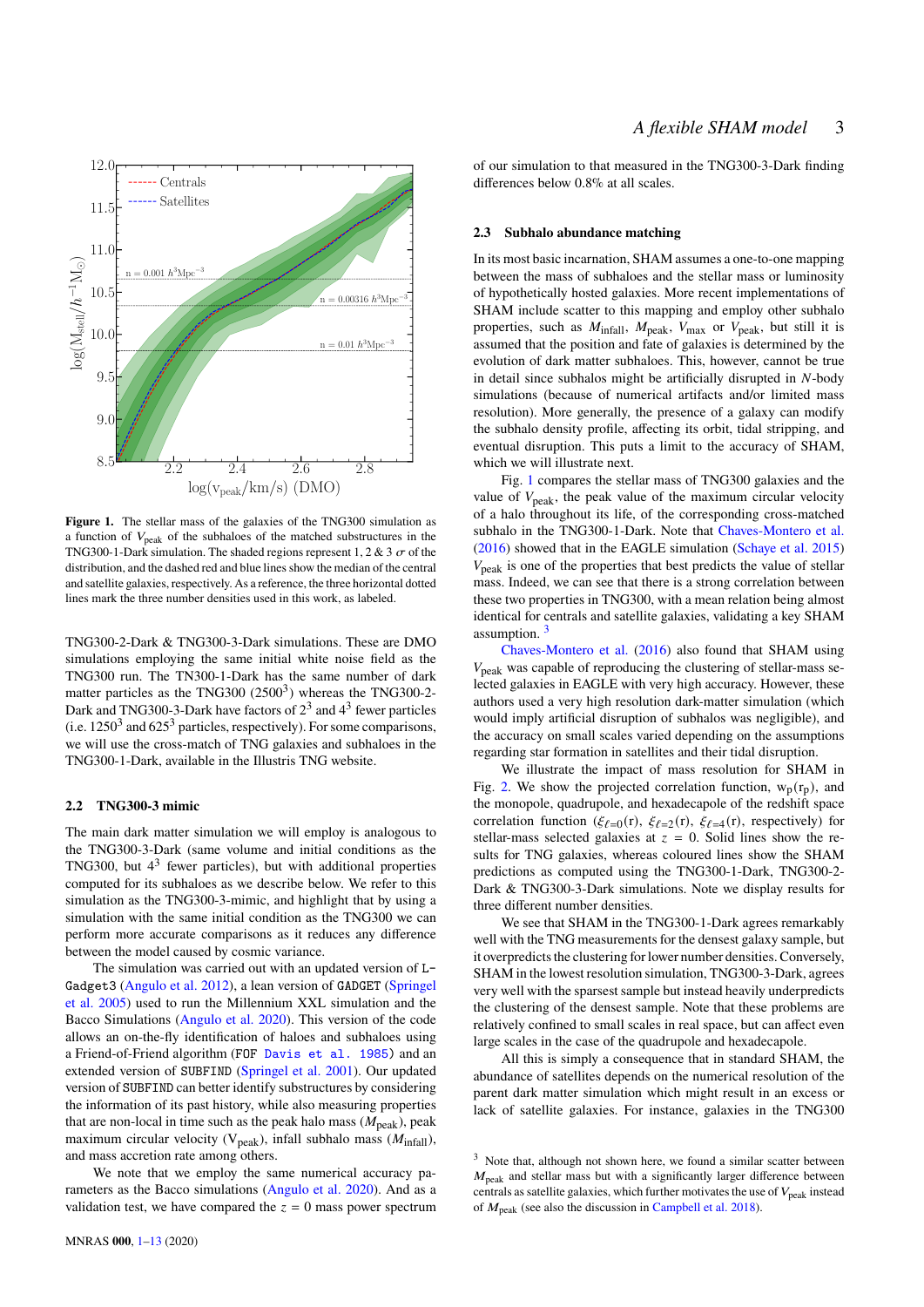**Figure 1.** The stellar mass of the galaxies of the TNG300 simulation as a function of $V_{\rm peak}$ of the subhaloes of the matched substructures in the TNG300-1-Dark simulation. The shaded regions represent 1, 2 & 3 $\sigma$ of the distribution, and the dashed red and blue lines show the median of the central and satellite galaxies, respectively. As a reference, the three horizontal dotted lines mark the three number densities used in this work, as labeled.

TNG300-2-Dark & TNG300-3-Dark simulations. These are DMO simulations employing the same initial white noise field as the TNG300 run. The TN300-1-Dark has the same number of dark matter particles as the TNG300 ($2500^3$) whereas the TNG300-2-Dark and TNG300-3-Dark have factors of $2^3$ and $4^3$ fewer particles (i.e. $1250^3$ and $625^3$ particles, respectively). For some comparisons, we will use the cross-match of TNG galaxies and subhaloes in the TNG300-1-Dark, available in the Illustris TNG website.

### 2.2 TNG300-3 mimic

The main dark matter simulation we will employ is analogous to the TNG300-3-Dark (same volume and initial conditions as the TNG300, but $4^3$ fewer particles), but with additional properties computed for its subhaloes as we describe below. We refer to this simulation as the TNG300-3-mimic, and highlight that by using a simulation with the same initial condition as the TNG300 we can perform more accurate comparisons as it reduces any difference between the model caused by cosmic variance.

The simulation was carried out with an updated version of L-Gadget3 (Angulo et al. 2012), a lean version of GADGET (Springel et al. 2005) used to run the Millennium XXL simulation and the Bacco Simulations (Angulo et al. 2020). This version of the code allows an on-the-fly identification of haloes and subhaloes using a Friend-of-Friend algorithm (FOF Davis et al. 1985) and an extended version of SUBFIND (Springel et al. 2001). Our updated version of SUBFIND can better identify substructures by considering the information of its past history, while also measuring properties that are non-local in time such as the peak halo mass ($M_{\rm peak}$), peak maximum circular velocity ($V_{\rm peak}$), infall subhalo mass ($M_{\rm infall}$), and mass accretion rate among others.

We note that we employ the same numerical accuracy parameters as the Bacco simulations (Angulo et al. 2020). And as a validation test, we have compared the $z = 0$ mass power spectrum of our simulation to that measured in the TNG300-3-Dark finding differences below 0.8% at all scales.

### 2.3 Subhalo abundance matching

In its most basic incarnation, SHAM assumes a one-to-one mapping between the mass of subhaloes and the stellar mass or luminosity of hypothetically hosted galaxies. More recent implementations of SHAM include scatter to this mapping and employ other subhalo properties, such as $M_{\rm infall}$, $M_{\rm peak}$, $V_{\rm max}$ or $V_{\rm peak}$, but still it is assumed that the position and fate of galaxies is determined by the evolution of dark matter subhaloes. This, however, cannot be true in detail since subhalos might be artificially disrupted in $N$-body simulations (because of numerical artifacts and/or limited mass resolution). More generally, the presence of a galaxy can modify the subhalo density profile, affecting its orbit, tidal stripping, and eventual disruption. This puts a limit to the accuracy of SHAM, which we will illustrate next.

Fig. 1 compares the stellar mass of TNG300 galaxies and the value of $V_{\rm peak}$, the peak value of the maximum circular velocity of a halo throughout its life, of the corresponding cross-matched subhalo in the TNG300-1-Dark. Note that Chaves-Montero et al. (2016) showed that in the EAGLE simulation (Schaye et al. 2015) $V_{\rm peak}$ is one of the properties that best predicts the value of stellar mass. Indeed, we can see that there is a strong correlation between these two properties in TNG300, with a mean relation being almost identical for centrals and satellite galaxies, validating a key SHAM assumption. [3]

Chaves-Montero et al. (2016) also found that SHAM using $V_{\rm peak}$ was capable of reproducing the clustering of stellar-mass selected galaxies in EAGLE with very high accuracy. However, these authors used a very high resolution dark-matter simulation (which would imply artificial disruption of subhalos was negligible), and the accuracy on small scales varied depending on the assumptions regarding star formation in satellites and their tidal disruption.

We illustrate the impact of mass resolution for SHAM in Fig. 2. We show the projected correlation function, $w_{\rm p}(r_{\rm p})$, and the monopole, quadrupole, and hexadecapole of the redshift space correlation function ($\xi_{\ell=0}(r)$, $\xi_{\ell=2}(r)$, $\xi_{\ell=4}(r)$, respectively) for stellar-mass selected galaxies at $z = 0$. Solid lines show the results for TNG galaxies, whereas coloured lines show the SHAM predictions as computed using the TNG300-1-Dark, TNG300-2-Dark & TNG300-3-Dark simulations. Note we display results for three different number densities.

We see that SHAM in the TNG300-1-Dark agrees remarkably well with the TNG measurements for the densest galaxy sample, but it overpredicts the clustering for lower number densities. Conversely, SHAM in the lowest resolution simulation, TNG300-3-Dark, agrees very well with the sparsest sample but instead heavily underpredicts the clustering of the densest sample. Note that these problems are relatively confined to small scales in real space, but can affect even large scales in the case of the quadrupole and hexadecapole.

All this is simply a consequence that in standard SHAM, the abundance of satellites depends on the numerical resolution of the parent dark matter simulation which might result in an excess or lack of satellite galaxies. For instance, galaxies in the TNG300

[3] Note that, although not shown here, we found a similar scatter between $M_{\rm peak}$ and stellar mass but with a significantly larger difference between centrals as satellite galaxies, which further motivates the use of $V_{\rm peak}$ instead of $M_{\rm peak}$ (see also the discussion in Campbell et al. 2018).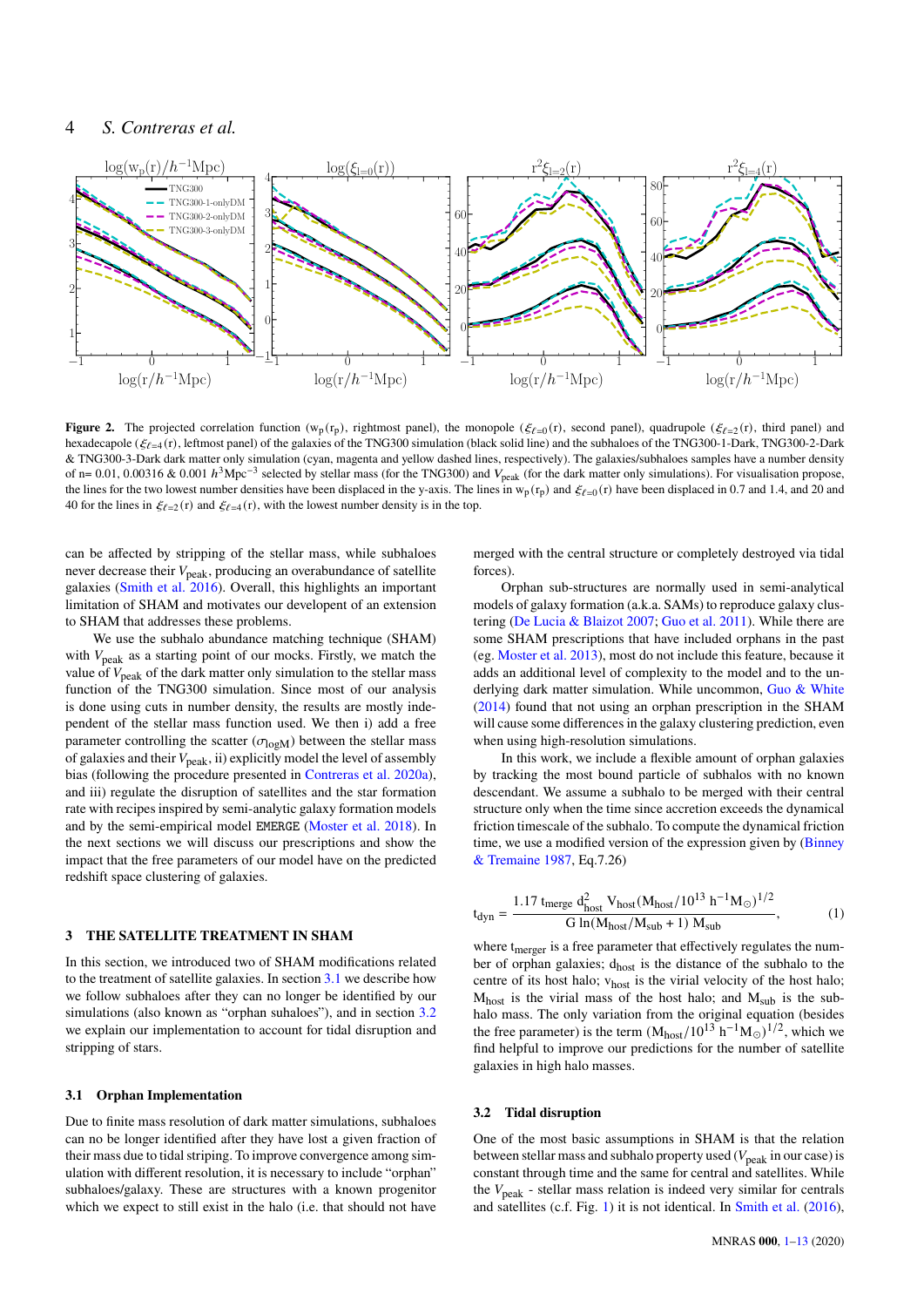**Figure 2.** The projected correlation function ($w_p(r_p)$, rightmost panel), the monopole ($\xi_{\ell=0}(r)$, second panel), quadrupole ($\xi_{\ell=2}(r)$, third panel) and hexadecapole ($\xi_{\ell=4}(r)$, leftmost panel) of the galaxies of the TNG300 simulation (black solid line) and the subhaloes of the TNG300-1-Dark, TNG300-2-Dark & TNG300-3-Dark dark matter only simulation (cyan, magenta and yellow dashed lines, respectively). The galaxies/subhaloes samples have a number density of n= 0.01, 0.00316 & 0.001 $h^3$Mpc$^{-3}$ selected by stellar mass (for the TNG300) and $V_{\rm peak}$ (for the dark matter only simulations). For visualisation propose, the lines for the two lowest number densities have been displaced in the y-axis. The lines in $w_p(r_p)$ and $\xi_{\ell=0}(r)$ have been displaced in 0.7 and 1.4, and 20 and 40 for the lines in $\xi_{\ell=2}(r)$ and $\xi_{\ell=4}(r)$, with the lowest number density is in the top.

can be affected by stripping of the stellar mass, while subhaloes never decrease their $V_{\rm peak}$, producing an overabundance of satellite galaxies (Smith et al. 2016). Overall, this highlights an important limitation of SHAM and motivates our development of an extension to SHAM that addresses these problems.

We use the subhalo abundance matching technique (SHAM) with $V_{\rm peak}$ as a starting point of our mocks. Firstly, we match the value of $V_{\rm peak}$ of the dark matter only simulation to the stellar mass function of the TNG300 simulation. Since most of our analysis is done using cuts in number density, the results are mostly independent of the stellar mass function used. We then i) add a free parameter controlling the scatter ($\sigma_{\log M}$) between the stellar mass of galaxies and their $V_{\rm peak}$, ii) explicitly model the level of assembly bias (following the procedure presented in Contreras et al. 2020a), and iii) regulate the disruption of satellites and the star formation rate with recipes inspired by semi-analytic galaxy formation models and by the semi-empirical model EMERGE (Moster et al. 2018). In the next sections we will discuss our prescriptions and show the impact that the free parameters of our model have on the predicted redshift space clustering of galaxies.

## 3 THE SATELLITE TREATMENT IN SHAM

In this section, we introduced two of SHAM modifications related to the treatment of satellite galaxies. In section 3.1 we describe how we follow subhaloes after they can no longer be identified by our simulations (also known as "orphan suhaloes"), and in section 3.2 we explain our implementation to account for tidal disruption and stripping of stars.

### 3.1 Orphan Implementation

Due to finite mass resolution of dark matter simulations, subhaloes can no be longer identified after they have lost a given fraction of their mass due to tidal striping. To improve convergence among simulation with different resolution, it is necessary to include "orphan" subhaloes/galaxy. These are structures with a known progenitor which we expect to still exist in the halo (i.e. that should not have merged with the central structure or completely destroyed via tidal forces).

Orphan sub-structures are normally used in semi-analytical models of galaxy formation (a.k.a. SAMs) to reproduce galaxy clustering (De Lucia & Blaizot 2007; Guo et al. 2011). While there are some SHAM prescriptions that have included orphans in the past (eg. Moster et al. 2013), most do not include this feature, because it adds an additional level of complexity to the model and to the underlying dark matter simulation. While uncommon, Guo & White (2014) found that not using an orphan prescription in the SHAM will cause some differences in the galaxy clustering prediction, even when using high-resolution simulations.

In this work, we include a flexible amount of orphan galaxies by tracking the most bound particle of subhalos with no known descendant. We assume a subhalo to be merged with their central structure only when the time since accretion exceeds the dynamical friction timescale of the subhalo. To compute the dynamical friction time, we use a modified version of the expression given by (Binney & Tremaine 1987, Eq.7.26)

$$t_{\rm dyn} = \frac{1.17\ t_{\rm merge}\ d_{\rm host}^2\ V_{\rm host} (M_{\rm host}/10^{13}\ h^{-1}M_\odot)^{1/2}}{G\ \ln(M_{\rm host}/M_{\rm sub}+1)\ M_{\rm sub}}, \quad (1)$$

where $t_{\rm merger}$ is a free parameter that effectively regulates the number of orphan galaxies; $d_{\rm host}$ is the distance of the subhalo to the centre of its host halo; $v_{\rm host}$ is the virial velocity of the host halo; $M_{\rm host}$ is the virial mass of the host halo; and $M_{\rm sub}$ is the subhalo mass. The only variation from the original equation (besides the free parameter) is the term $(M_{\rm host}/10^{13}\ h^{-1}M_\odot)^{1/2}$, which we find helpful to improve our predictions for the number of satellite galaxies in high halo masses.

### 3.2 Tidal disruption

One of the most basic assumptions in SHAM is that the relation between stellar mass and subhalo property used ($V_{\rm peak}$ in our case) is constant through time and the same for central and satellites. While the $V_{\rm peak}$ - stellar mass relation is indeed very similar for centrals and satellites (c.f. Fig. 1) it is not identical. In Smith et al. (2016),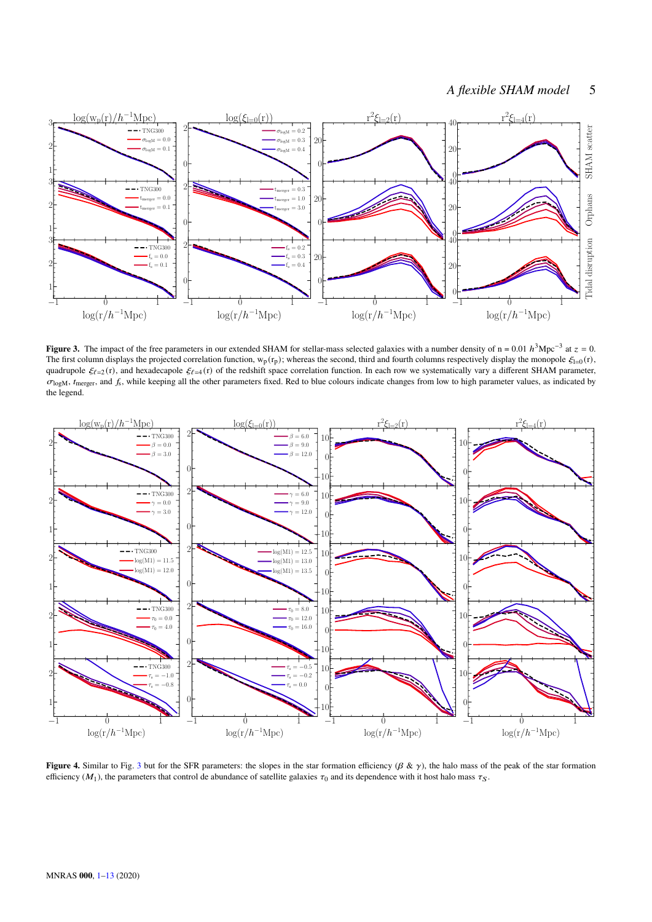**Figure 3.** The impact of the free parameters in our extended SHAM for stellar-mass selected galaxies with a number density of n = 0.01 $h^3$Mpc$^{-3}$ at $z$ = 0. The first column displays the projected correlation function, $w_p(r_p)$; whereas the second, third and fourth columns respectively display the monopole $\xi_{l=0}(r)$, quadrupole $\xi_{\ell=2}(r)$, and hexadecapole $\xi_{\ell=4}(r)$ of the redshift space correlation function. In each row we systematically vary a different SHAM parameter, $\sigma_{\log M}$, $t_{\rm merger}$, and $f_s$, while keeping all the other parameters fixed. Red to blue colours indicate changes from low to high parameter values, as indicated by the legend.

**Figure 4.** Similar to Fig. 3 but for the SFR parameters: the slopes in the star formation efficiency ($\beta$ & $\gamma$), the halo mass of the peak of the star formation efficiency ($M_1$), the parameters that control de abundance of satellite galaxies $\tau_0$ and its dependence with it host halo mass $\tau_S$.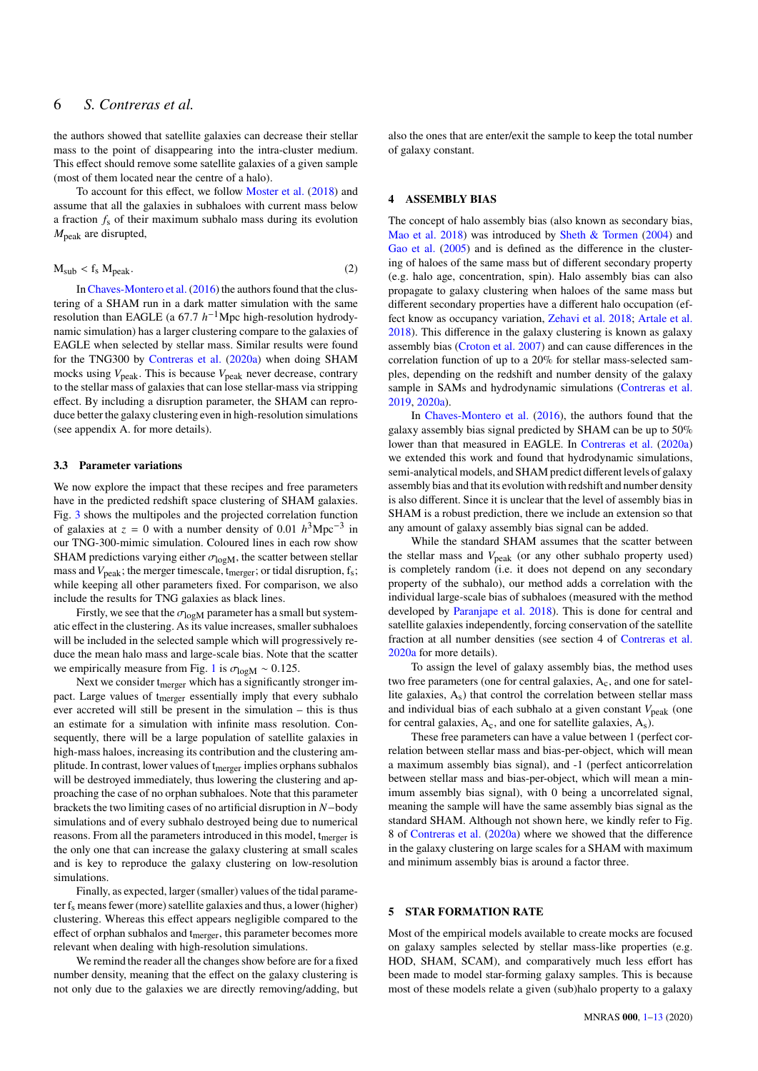the authors showed that satellite galaxies can decrease their stellar mass to the point of disappearing into the intra-cluster medium. This effect should remove some satellite galaxies of a given sample (most of them located near the centre of a halo).

To account for this effect, we follow Moster et al. (2018) and assume that all the galaxies in subhaloes with current mass below a fraction $f_s$ of their maximum subhalo mass during its evolution $M_{\rm peak}$ are disrupted,

$$M_{\rm sub} < {\rm f_s}\ {\rm M_{peak}}. \tag{2}$$

In Chaves-Montero et al. (2016) the authors found that the clustering of a SHAM run in a dark matter simulation with the same resolution than EAGLE (a 67.7 $h^{-1}$Mpc high-resolution hydrodynamic simulation) has a larger clustering compare to the galaxies of EAGLE when selected by stellar mass. Similar results were found for the TNG300 by Contreras et al. (2020a) when doing SHAM mocks using $V_{\rm peak}$. This is because $V_{\rm peak}$ never decrease, contrary to the stellar mass of galaxies that can lose stellar-mass via stripping effect. By including a disruption parameter, the SHAM can reproduce better the galaxy clustering even in high-resolution simulations (see appendix A. for more details).

### 3.3 Parameter variations

We now explore the impact that these recipes and free parameters have in the predicted redshift space clustering of SHAM galaxies. Fig. 3 shows the multipoles and the projected correlation function of galaxies at $z = 0$ with a number density of 0.01 $h^3$Mpc$^{-3}$ in our TNG-300-mimic simulation. Coloured lines in each row show SHAM predictions varying either $\sigma_{\rm logM}$, the scatter between stellar mass and $V_{\rm peak}$; the merger timescale, ${\rm t_{merger}}$; or tidal disruption, ${\rm f_s}$; while keeping all other parameters fixed. For comparison, we also include the results for TNG galaxies as black lines.

Firstly, we see that the $\sigma_{\rm logM}$ parameter has a small but systematic effect in the clustering. As its value increases, smaller subhaloes will be included in the selected sample which will progressively reduce the mean halo mass and large-scale bias. Note that the scatter we empirically measure from Fig. 1 is $\sigma_{\rm logM} \sim 0.125$.

Next we consider ${\rm t_{merger}}$ which has a significantly stronger impact. Large values of ${\rm t_{merger}}$ essentially imply that every subhalo ever accreted will still be present in the simulation – this is thus an estimate for a simulation with infinite mass resolution. Consequently, there will be a large population of satellite galaxies in high-mass haloes, increasing its contribution and the clustering amplitude. In contrast, lower values of ${\rm t_{merger}}$ implies orphans subhalos will be destroyed immediately, thus lowering the clustering and approaching the case of no orphan subhaloes. Note that this parameter brackets the two limiting cases of no artificial disruption in $N-$body simulations and of every subhalo destroyed being due to numerical reasons. From all the parameters introduced in this model, ${\rm t_{merger}}$ is the only one that can increase the galaxy clustering at small scales and is key to reproduce the galaxy clustering on low-resolution simulations.

Finally, as expected, larger (smaller) values of the tidal parameter ${\rm f_s}$ means fewer (more) satellite galaxies and thus, a lower (higher) clustering. Whereas this effect appears negligible compared to the effect of orphan subhalos and ${\rm t_{merger}}$, this parameter becomes more relevant when dealing with high-resolution simulations.

We remind the reader all the changes show before are for a fixed number density, meaning that the effect on the galaxy clustering is not only due to the galaxies we are directly removing/adding, but also the ones that are enter/exit the sample to keep the total number of galaxy constant.

## 4 ASSEMBLY BIAS

The concept of halo assembly bias (also known as secondary bias, Mao et al. 2018) was introduced by Sheth & Tormen (2004) and Gao et al. (2005) and is defined as the difference in the clustering of haloes of the same mass but of different secondary property (e.g. halo age, concentration, spin). Halo assembly bias can also propagate to galaxy clustering when haloes of the same mass but different secondary properties have a different halo occupation (effect know as occupancy variation, Zehavi et al. 2018; Artale et al. 2018). This difference in the galaxy clustering is known as galaxy assembly bias (Croton et al. 2007) and can cause differences in the correlation function of up to a 20% for stellar mass-selected samples, depending on the redshift and number density of the galaxy sample in SAMs and hydrodynamic simulations (Contreras et al. 2019, 2020a).

In Chaves-Montero et al. (2016), the authors found that the galaxy assembly bias signal predicted by SHAM can be up to 50% lower than that measured in EAGLE. In Contreras et al. (2020a) we extended this work and found that hydrodynamic simulations, semi-analytical models, and SHAM predict different levels of galaxy assembly bias and that its evolution with redshift and number density is also different. Since it is unclear that the level of assembly bias in SHAM is a robust prediction, there we include an extension so that any amount of galaxy assembly bias signal can be added.

While the standard SHAM assumes that the scatter between the stellar mass and $V_{\rm peak}$ (or any other subhalo property used) is completely random (i.e. it does not depend on any secondary property of the subhalo), our method adds a correlation with the individual large-scale bias of subhaloes (measured with the method developed by Paranjape et al. 2018). This is done for central and satellite galaxies independently, forcing conservation of the satellite fraction at all number densities (see section 4 of Contreras et al. 2020a for more details).

To assign the level of galaxy assembly bias, the method uses two free parameters (one for central galaxies, ${\rm A_c}$, and one for satellite galaxies, ${\rm A_s}$) that control the correlation between stellar mass and individual bias of each subhalo at a given constant $V_{\rm peak}$ (one for central galaxies, ${\rm A_c}$, and one for satellite galaxies, ${\rm A_s}$).

These free parameters can have a value between 1 (perfect correlation between stellar mass and bias-per-object, which will mean a maximum assembly bias signal), and -1 (perfect anticorrelation between stellar mass and bias-per-object, which will mean a minimum assembly bias signal), with 0 being a uncorrelated signal, meaning the sample will have the same assembly bias signal as the standard SHAM. Although not shown here, we kindly refer to Fig. 8 of Contreras et al. (2020a) where we showed that the difference in the galaxy clustering on large scales for a SHAM with maximum and minimum assembly bias is around a factor three.

## 5 STAR FORMATION RATE

Most of the empirical models available to create mocks are focused on galaxy samples selected by stellar mass-like properties (e.g. HOD, SHAM, SCAM), and comparatively much less effort has been made to model star-forming galaxy samples. This is because most of these models relate a given (sub)halo property to a galaxy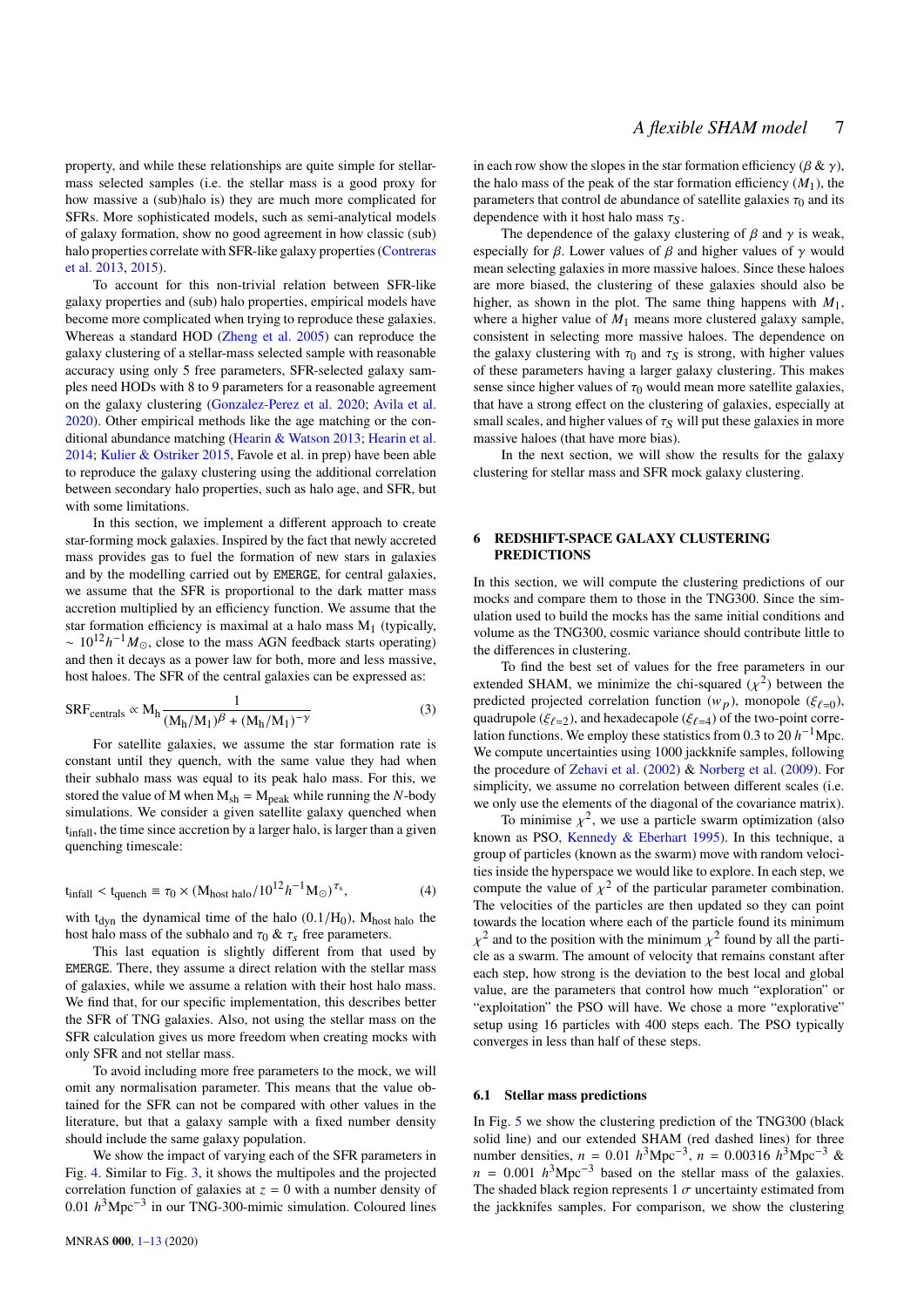property, and while these relationships are quite simple for stellar-mass selected samples (i.e. the stellar mass is a good proxy for how massive a (sub)halo is) they are much more complicated for SFRs. More sophisticated models, such as semi-analytical models of galaxy formation, show no good agreement in how classic (sub) halo properties correlate with SFR-like galaxy properties (Contreras et al. 2013, 2015).

To account for this non-trivial relation between SFR-like galaxy properties and (sub) halo properties, empirical models have become more complicated when trying to reproduce these galaxies. Whereas a standard HOD (Zheng et al. 2005) can reproduce the galaxy clustering of a stellar-mass selected sample with reasonable accuracy using only 5 free parameters, SFR-selected galaxy samples need HODs with 8 to 9 parameters for a reasonable agreement on the galaxy clustering (Gonzalez-Perez et al. 2020; Avila et al. 2020). Other empirical methods like the age matching or the conditional abundance matching (Hearin & Watson 2013; Hearin et al. 2014; Kulier & Ostriker 2015, Favole et al. in prep) have been able to reproduce the galaxy clustering using the additional correlation between secondary halo properties, such as halo age, and SFR, but with some limitations.

In this section, we implement a different approach to create star-forming mock galaxies. Inspired by the fact that newly accreted mass provides gas to fuel the formation of new stars in galaxies and by the modelling carried out by EMERGE, for central galaxies, we assume that the SFR is proportional to the dark matter mass accretion multiplied by an efficiency function. We assume that the star formation efficiency is maximal at a halo mass $M_1$ (typically, $\sim 10^{12} h^{-1} M_\odot$, close to the mass AGN feedback starts operating) and then it decays as a power law for both, more and less massive, host haloes. The SFR of the central galaxies can be expressed as:

$$\mathrm{SRF_{centrals}} \propto \mathrm{M_h} \frac{1}{(\mathrm{M_h}/\mathrm{M_1})^{\beta} + (\mathrm{M_h}/\mathrm{M_1})^{-\gamma}} \tag{3}$$

For satellite galaxies, we assume the star formation rate is constant until they quench, with the same value they had when their subhalo mass was equal to its peak halo mass. For this, we stored the value of M when $\mathrm{M_{sh}} = \mathrm{M_{peak}}$ while running the $N$-body simulations. We consider a given satellite galaxy quenched when $\mathrm{t_{infall}}$, the time since accretion by a larger halo, is larger than a given quenching timescale:

$$\mathrm{t_{infall}} < \mathrm{t_{quench}} \equiv \tau_0 \times (\mathrm{M_{host\ halo}}/10^{12} h^{-1} \mathrm{M_\odot})^{\tau_s}, \tag{4}$$

with $\mathrm{t_{dyn}}$ the dynamical time of the halo $(0.1/\mathrm{H_0})$, $\mathrm{M_{host\ halo}}$ the host halo mass of the subhalo and $\tau_0$ & $\tau_s$ free parameters.

This last equation is slightly different from that used by EMERGE. There, they assume a direct relation with the stellar mass of galaxies, while we assume a relation with their host halo mass. We find that, for our specific implementation, this describes better the SFR of TNG galaxies. Also, not using the stellar mass on the SFR calculation gives us more freedom when creating mocks with only SFR and not stellar mass.

To avoid including more free parameters to the mock, we will omit any normalisation parameter. This means that the value obtained for the SFR can not be compared with other values in the literature, but that a galaxy sample with a fixed number density should include the same galaxy population.

We show the impact of varying each of the SFR parameters in Fig. 4. Similar to Fig. 3, it shows the multipoles and the projected correlation function of galaxies at $z = 0$ with a number density of $0.01\ h^3\mathrm{Mpc}^{-3}$ in our TNG-300-mimic simulation. Coloured lines in each row show the slopes in the star formation efficiency ($\beta$ & $\gamma$), the halo mass of the peak of the star formation efficiency ($M_1$), the parameters that control de abundance of satellite galaxies $\tau_0$ and its dependence with it host halo mass $\tau_S$.

The dependence of the galaxy clustering of $\beta$ and $\gamma$ is weak, especially for $\beta$. Lower values of $\beta$ and higher values of $\gamma$ would mean selecting galaxies in more massive haloes. Since these haloes are more biased, the clustering of these galaxies should also be higher, as shown in the plot. The same thing happens with $M_1$, where a higher value of $M_1$ means more clustered galaxy sample, consistent in selecting more massive haloes. The dependence on the galaxy clustering with $\tau_0$ and $\tau_S$ is strong, with higher values of these parameters having a larger galaxy clustering. This makes sense since higher values of $\tau_0$ would mean more satellite galaxies, that have a strong effect on the clustering of galaxies, especially at small scales, and higher values of $\tau_S$ will put these galaxies in more massive haloes (that have more bias).

In the next section, we will show the results for the galaxy clustering for stellar mass and SFR mock galaxy clustering.

## 6 REDSHIFT-SPACE GALAXY CLUSTERING PREDICTIONS

In this section, we will compute the clustering predictions of our mocks and compare them to those in the TNG300. Since the simulation used to build the mocks has the same initial conditions and volume as the TNG300, cosmic variance should contribute little to the differences in clustering.

To find the best set of values for the free parameters in our extended SHAM, we minimize the chi-squared ($\chi^2$) between the predicted projected correlation function ($w_p$), monopole ($\xi_{\ell=0}$), quadrupole ($\xi_{\ell=2}$), and hexadecapole ($\xi_{\ell=4}$) of the two-point correlation functions. We employ these statistics from 0.3 to 20 $h^{-1}$Mpc. We compute uncertainties using 1000 jackknife samples, following the procedure of Zehavi et al. (2002) & Norberg et al. (2009). For simplicity, we assume no correlation between different scales (i.e. we only use the elements of the diagonal of the covariance matrix).

To minimise $\chi^2$, we use a particle swarm optimization (also known as PSO, Kennedy & Eberhart 1995). In this technique, a group of particles (known as the swarm) move with random velocities inside the hyperspace we would like to explore. In each step, we compute the value of $\chi^2$ of the particular parameter combination. The velocities of the particles are then updated so they can point towards the location where each of the particle found its minimum $\chi^2$ and to the position with the minimum $\chi^2$ found by all the particle as a swarm. The amount of velocity that remains constant after each step, how strong is the deviation to the best local and global value, are the parameters that control how much "exploration" or "exploitation" the PSO will have. We chose a more "explorative" setup using 16 particles with 400 steps each. The PSO typically converges in less than half of these steps.

### 6.1 Stellar mass predictions

In Fig. 5 we show the clustering prediction of the TNG300 (black solid line) and our extended SHAM (red dashed lines) for three number densities, $n = 0.01\ h^3\mathrm{Mpc}^{-3}$, $n = 0.00316\ h^3\mathrm{Mpc}^{-3}$ & $n = 0.001\ h^3\mathrm{Mpc}^{-3}$ based on the stellar mass of the galaxies. The shaded black region represents 1 $\sigma$ uncertainty estimated from the jackknifes samples. For comparison, we show the clustering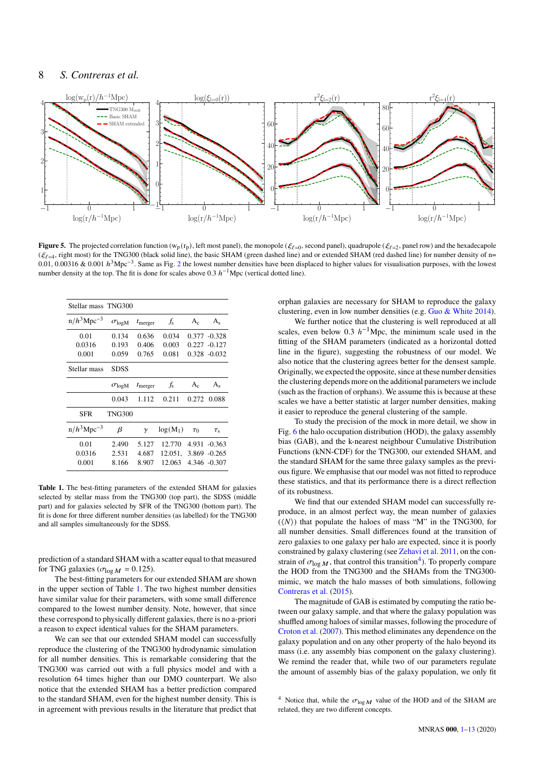**Figure 5.** The projected correlation function ($w_p(r_p)$, left most panel), the monopole ($\xi_{\ell=0}$, second panel), quadrupole ($\xi_{\ell=2}$, panel row) and the hexadecapole ($\xi_{\ell=4}$, right most) for the TNG300 (black solid line), the basic SHAM (green dashed line) and or extended SHAM (red dashed line) for number density of n= 0.01, 0.00316 & 0.001 $h^3$Mpc$^{-3}$. Same as Fig. 2 the lowest number densities have been displaced to higher values for visualisation purposes, with the lowest number density at the top. The fit is done for scales above 0.3 $h^{-1}$Mpc (vertical dotted line).

| Stellar mass | TNG300 | | | | |
|---|---|---|---|---|---|
| n/$h^3$Mpc$^{-3}$ | $\sigma_{\log M}$ | $t_{\rm merger}$ | $f_s$ | $A_c$ | $A_s$ |
| 0.01 | 0.134 | 0.636 | 0.034 | 0.377 | -0.328 |
| 0.0316 | 0.193 | 0.406 | 0.003 | 0.227 | -0.127 |
| 0.001 | 0.059 | 0.765 | 0.081 | 0.328 | -0.032 |
| **Stellar mass** | **SDSS** | | | | |
| | $\sigma_{\log M}$ | $t_{\rm merger}$ | $f_s$ | $A_c$ | $A_s$ |
| | 0.043 | 1.112 | 0.211 | 0.272 | 0.088 |
| **SFR** | **TNG300** | | | | |
| n/$h^3$Mpc$^{-3}$ | $\beta$ | $\gamma$ | $\log(M_1)$ | $\tau_0$ | $\tau_s$ |
| 0.01 | 2.490 | 5.127 | 12.770 | 4.931 | -0.363 |
| 0.0316 | 2.531 | 4.687 | 12.051, | 3.869 | -0.265 |
| 0.001 | 8.166 | 8.907 | 12.063 | 4.346 | -0.307 |

**Table 1.** The best-fitting parameters of the extended SHAM for galaxies selected by stellar mass from the TNG300 (top part), the SDSS (middle part) and for galaxies selected by SFR of the TNG300 (bottom part). The fit is done for three different number densities (as labelled) for the TNG300 and all samples simultaneously for the SDSS.

prediction of a standard SHAM with a scatter equal to that measured for TNG galaxies ($\sigma_{\log M} = 0.125$).

The best-fitting parameters for our extended SHAM are shown in the upper section of Table 1. The two highest number densities have similar value for their parameters, with some small difference compared to the lowest number density. Note, however, that since these correspond to physically different galaxies, there is no a-priori a reason to expect identical values for the SHAM parameters.

We can see that our extended SHAM model can successfully reproduce the clustering of the TNG300 hydrodynamic simulation for all number densities. This is remarkable considering that the TNG300 was carried out with a full physics model and with a resolution 64 times higher than our DMO counterpart. We also notice that the extended SHAM has a better prediction compared to the standard SHAM, even for the highest number density. This is in agreement with previous results in the literature that predict that orphan galaxies are necessary for SHAM to reproduce the galaxy clustering, even in low number densities (e.g. Guo & White 2014).

We further notice that the clustering is well reproduced at all scales, even below 0.3 $h^{-1}$Mpc, the minimum scale used in the fitting of the SHAM parameters (indicated as a horizontal dotted line in the figure), suggesting the robustness of our model. We also notice that the clustering agrees better for the densest sample. Originally, we expected the opposite, since at these number densities the clustering depends more on the additional parameters we include (such as the fraction of orphans). We assume this is because at these scales we have a better statistic at larger number densities, making it easier to reproduce the general clustering of the sample.

To study the precision of the mock in more detail, we show in Fig. 6 the halo occupation distribution (HOD), the galaxy assembly bias (GAB), and the k-nearest neighbour Cumulative Distribution Functions (kNN-CDF) for the TNG300, our extended SHAM, and the standard SHAM for the same three galaxy samples as the previous figure. We emphasise that our model was not fitted to reproduce these statistics, and that its performance there is a direct reflection of its robustness.

We find that our extended SHAM model can successfully reproduce, in an almost perfect way, the mean number of galaxies ($\langle N \rangle$) that populate the haloes of mass "M" in the TNG300, for all number densities. Small differences found at the transition of zero galaxies to one galaxy per halo are expected, since it is poorly constrained by galaxy clustering (see Zehavi et al. 2011, on the constrain of $\sigma_{\log M}$, that control this transition[4]). To properly compare the HOD from the TNG300 and the SHAMs from the TNG300-mimic, we match the halo masses of both simulations, following Contreras et al. (2015).

The magnitude of GAB is estimated by computing the ratio between our galaxy sample, and that where the galaxy population was shuffled among haloes of similar masses, following the procedure of Croton et al. (2007). This method eliminates any dependence on the galaxy population and on any other property of the halo beyond its mass (i.e. any assembly bias component on the galaxy clustering). We remind the reader that, while two of our parameters regulate the amount of assembly bias of the galaxy population, we only fit

[4] Notice that, while the $\sigma_{\log M}$ value of the HOD and of the SHAM are related, they are two different concepts.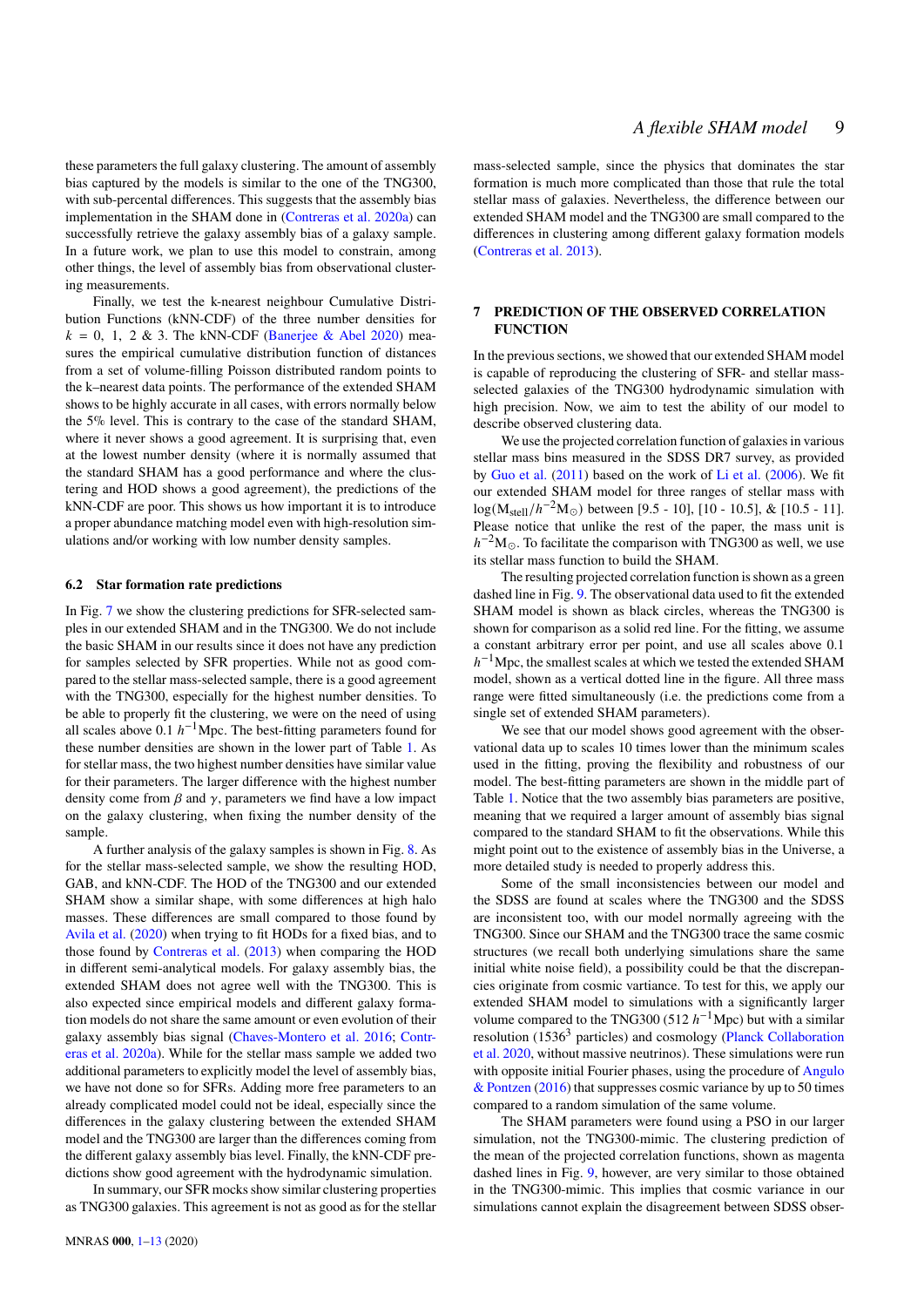these parameters the full galaxy clustering. The amount of assembly bias captured by the models is similar to the one of the TNG300, with sub-percentil differences. This suggests that the assembly bias implementation in the SHAM done in (Contreras et al. 2020a) can successfully retrieve the galaxy assembly bias of a galaxy sample. In a future work, we plan to use this model to constrain, among other things, the level of assembly bias from observational clustering measurements.

Finally, we test the k-nearest neighbour Cumulative Distribution Functions (kNN-CDF) of the three number densities for $k = 0,\ 1,\ 2$ & 3. The kNN-CDF (Banerjee & Abel 2020) measures the empirical cumulative distribution function of distances from a set of volume-filling Poisson distributed random points to the k–nearest data points. The performance of the extended SHAM shows to be highly accurate in all cases, with errors normally below the 5% level. This is contrary to the case of the standard SHAM, where it never shows a good agreement. It is surprising that, even at the lowest number density (where it is normally assumed that the standard SHAM has a good performance and where the clustering and HOD shows a good agreement), the predictions of the kNN-CDF are poor. This shows us how important it is to introduce a proper abundance matching model even with high-resolution simulations and/or working with low number density samples.

### 6.2 Star formation rate predictions

In Fig. 7 we show the clustering predictions for SFR-selected samples in our extended SHAM and in the TNG300. We do not include the basic SHAM in our results since it does not have any prediction for samples selected by SFR properties. While not as good compared to the stellar mass-selected sample, there is a good agreement with the TNG300, especially for the highest number densities. To be able to properly fit the clustering, we were on the need of using all scales above 0.1 $h^{-1}$Mpc. The best-fitting parameters found for these number densities are shown in the lower part of Table 1. As for stellar mass, the two highest number densities have similar value for their parameters. The larger difference with the highest number density come from $\beta$ and $\gamma$, parameters we find have a low impact on the galaxy clustering, when fixing the number density of the sample.

A further analysis of the galaxy samples is shown in Fig. 8. As for the stellar mass-selected sample, we show the resulting HOD, GAB, and kNN-CDF. The HOD of the TNG300 and our extended SHAM show a similar shape, with some differences at high halo masses. These differences are small compared to those found by Avila et al. (2020) when trying to fit HODs for a fixed bias, and to those found by Contreras et al. (2013) when comparing the HOD in different semi-analytical models. For galaxy assembly bias, the extended SHAM does not agree well with the TNG300. This is also expected since empirical models and different galaxy formation models do not share the same amount or even evolution of their galaxy assembly bias signal (Chaves-Montero et al. 2016; Contreras et al. 2020a). While for the stellar mass sample we added two additional parameters to explicitly model the level of assembly bias, we have not done so for SFRs. Adding more free parameters to an already complicated model could not be ideal, especially since the differences in the galaxy clustering between the extended SHAM model and the TNG300 are larger than the differences coming from the different galaxy assembly bias level. Finally, the kNN-CDF predictions show good agreement with the hydrodynamic simulation.

In summary, our SFR mocks show similar clustering properties as TNG300 galaxies. This agreement is not as good as for the stellar mass-selected sample, since the physics that dominates the star formation is much more complicated than those that rule the total stellar mass of galaxies. Nevertheless, the difference between our extended SHAM model and the TNG300 are small compared to the differences in clustering among different galaxy formation models (Contreras et al. 2013).

## 7 PREDICTION OF THE OBSERVED CORRELATION FUNCTION

In the previous sections, we showed that our extended SHAM model is capable of reproducing the clustering of SFR- and stellar mass-selected galaxies of the TNG300 hydrodynamic simulation with high precision. Now, we aim to test the ability of our model to describe observed clustering data.

We use the projected correlation function of galaxies in various stellar mass bins measured in the SDSS DR7 survey, as provided by Guo et al. (2011) based on the work of Li et al. (2006). We fit our extended SHAM model for three ranges of stellar mass with $\log(\mathrm{M_{stell}}/h^{-2}\mathrm{M_\odot})$ between [9.5 - 10], [10 - 10.5], & [10.5 - 11]. Please notice that unlike the rest of the paper, the mass unit is $h^{-2}\mathrm{M_\odot}$. To facilitate the comparison with TNG300 as well, we use its stellar mass function to build the SHAM.

The resulting projected correlation function is shown as a green dashed line in Fig. 9. The observational data used to fit the extended SHAM model is shown as black circles, whereas the TNG300 is shown for comparison as a solid red line. For the fitting, we assume a constant arbitrary error per point, and use all scales above 0.1 $h^{-1}$Mpc, the smallest scales at which we tested the extended SHAM model, shown as a vertical dotted line in the figure. All three mass range were fitted simultaneously (i.e. the predictions come from a single set of extended SHAM parameters).

We see that our model shows good agreement with the observational data up to scales 10 times lower than the minimum scales used in the fitting, proving the flexibility and robustness of our model. The best-fitting parameters are shown in the middle part of Table 1. Notice that the two assembly bias parameters are positive, meaning that we required a larger amount of assembly bias signal compared to the standard SHAM to fit the observations. While this might point out to the existence of assembly bias in the Universe, a more detailed study is needed to properly address this.

Some of the small inconsistencies between our model and the SDSS are found at scales where the TNG300 and the SDSS are inconsistent too, with our model normally agreeing with the TNG300. Since our SHAM and the TNG300 trace the same cosmic structures (we recall both underlying simulations share the same initial white noise field), a possibility could be that the discrepancies originate from cosmic variance. To test for this, we apply our extended SHAM model to simulations with a significantly larger volume compared to the TNG300 (512 $h^{-1}$Mpc) but with a similar resolution ($1536^3$ particles) and cosmology (Planck Collaboration et al. 2020, without massive neutrinos). These simulations were run with opposite initial Fourier phases, using the procedure of Angulo & Pontzen (2016) that suppresses cosmic variance by up to 50 times compared to a random simulation of the same volume.

The SHAM parameters were found using a PSO in our larger simulation, not the TNG300-mimic. The clustering prediction of the mean of the projected correlation functions, shown as magenta dashed lines in Fig. 9, however, are very similar to those obtained in the TNG300-mimic. This implies that cosmic variance in our simulations cannot explain the disagreement between SDSS obser-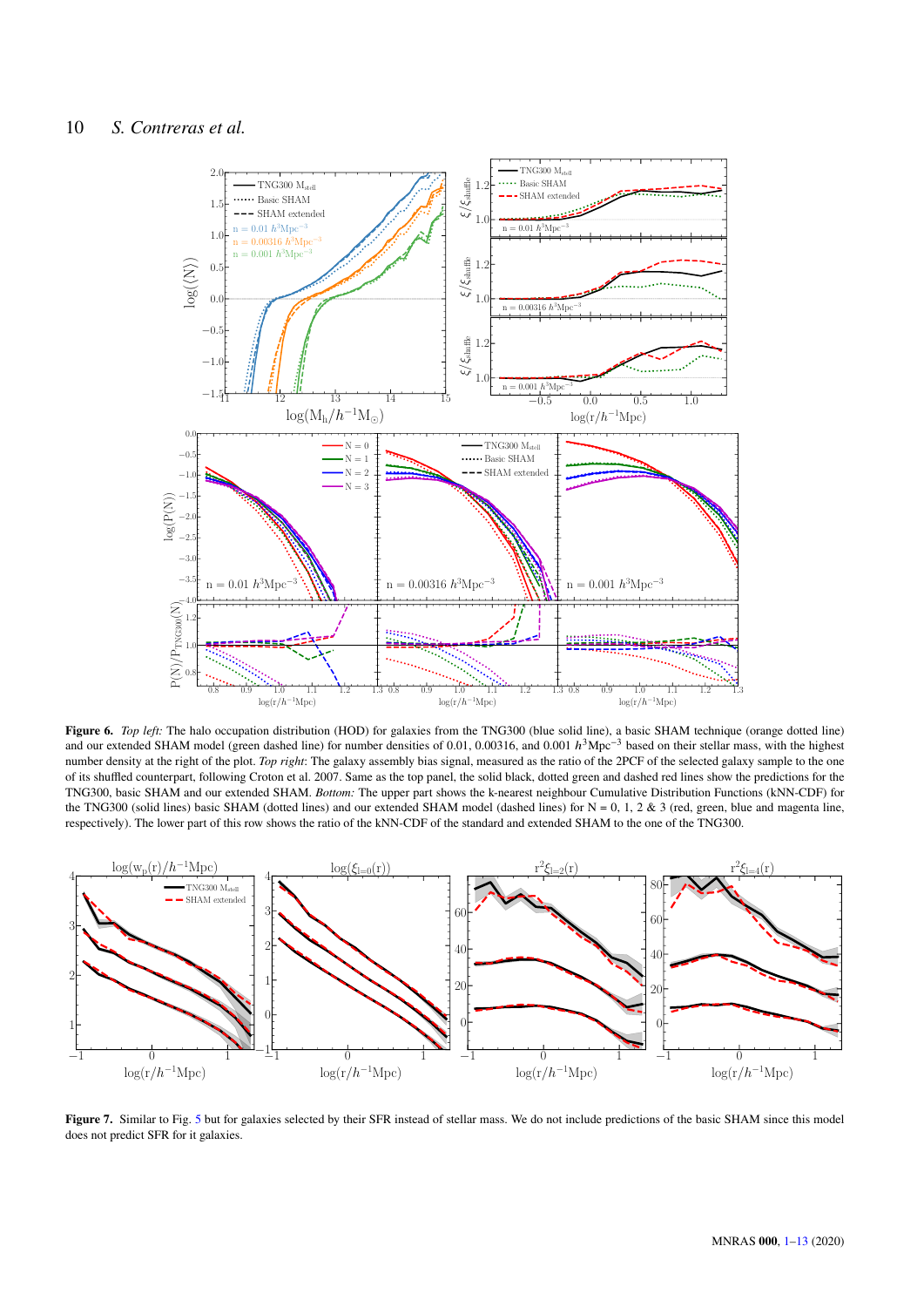**Figure 6.** *Top left:* The halo occupation distribution (HOD) for galaxies from the TNG300 (blue solid line), a basic SHAM technique (orange dotted line) and our extended SHAM model (green dashed line) for number densities of 0.01, 0.00316, and 0.001 $h^3$Mpc$^{-3}$ based on their stellar mass, with the highest number density at the right of the plot. *Top right*: The galaxy assembly bias signal, measured as the ratio of the 2PCF of the selected galaxy sample to the one of its shuffled counterpart, following Croton et al. 2007. Same as the top panel, the solid black, dotted green and dashed red lines show the predictions for the TNG300, basic SHAM and our extended SHAM. *Bottom:* The upper part shows the k-nearest neighbour Cumulative Distribution Functions (kNN-CDF) for the TNG300 (solid lines) basic SHAM (dotted lines) and our extended SHAM model (dashed lines) for N = 0, 1, 2 & 3 (red, green, blue and magenta line, respectively). The lower part of this row shows the ratio of the kNN-CDF of the standard and extended SHAM to the one of the TNG300.

**Figure 7.** Similar to Fig. 5 but for galaxies selected by their SFR instead of stellar mass. We do not include predictions of the basic SHAM since this model does not predict SFR for it galaxies.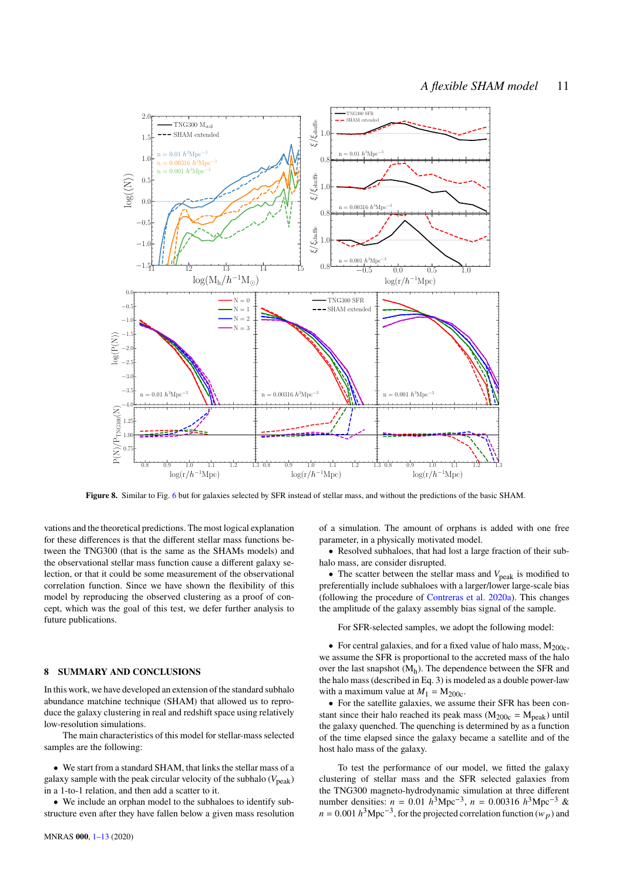**Figure 8.** Similar to Fig. 6 but for galaxies selected by SFR instead of stellar mass, and without the predictions of the basic SHAM.

vations and the theoretical predictions. The most logical explanation for these differences is that the different stellar mass functions between the TNG300 (that is the same as the SHAMs models) and the observational stellar mass function cause a different galaxy selection, or that it could be some measurement of the observational correlation function. Since we have shown the flexibility of this model by reproducing the observed clustering as a proof of concept, which was the goal of this test, we defer further analysis to future publications.

## 8 SUMMARY AND CONCLUSIONS

In this work, we have developed an extension of the standard subhalo abundance matchine technique (SHAM) that allowed us to reproduce the galaxy clustering in real and redshift space using relatively low-resolution simulations.

The main characteristics of this model for stellar-mass selected samples are the following:

- We start from a standard SHAM, that links the stellar mass of a galaxy sample with the peak circular velocity of the subhalo ($V_{\rm peak}$) in a 1-to-1 relation, and then add a scatter to it.
- We include an orphan model to the subhaloes to identify substructure even after they have fallen below a given mass resolution of a simulation. The amount of orphans is added with one free parameter, in a physically motivated model.
- Resolved subhaloes, that had lost a large fraction of their subhalo mass, are consider disrupted.
- The scatter between the stellar mass and $V_{\rm peak}$ is modified to preferentially include subhaloes with a larger/lower large-scale bias (following the procedure of Contreras et al. 2020a). This changes the amplitude of the galaxy assembly bias signal of the sample.

For SFR-selected samples, we adopt the following model:

- For central galaxies, and for a fixed value of halo mass, $M_{200c}$, we assume the SFR is proportional to the accreted mass of the halo over the last snapshot ($M_h$). The dependence between the SFR and the halo mass (described in Eq. 3) is modeled as a double power-law with a maximum value at $M_1 = M_{200c}$.
- For the satellite galaxies, we assume their SFR has been constant since their halo reached its peak mass ($M_{200c} = M_{\rm peak}$) until the galaxy quenched. The quenching is determined by as a function of the time elapsed since the galaxy became a satellite and of the host halo mass of the galaxy.

To test the performance of our model, we fitted the galaxy clustering of stellar mass and the SFR selected galaxies from the TNG300 magneto-hydrodynamic simulation at three different number densities: $n$ = 0.01 $h^3$Mpc$^{-3}$, $n$ = 0.00316 $h^3$Mpc$^{-3}$ & $n$ = 0.001 $h^3$Mpc$^{-3}$, for the projected correlation function ($w_p$) and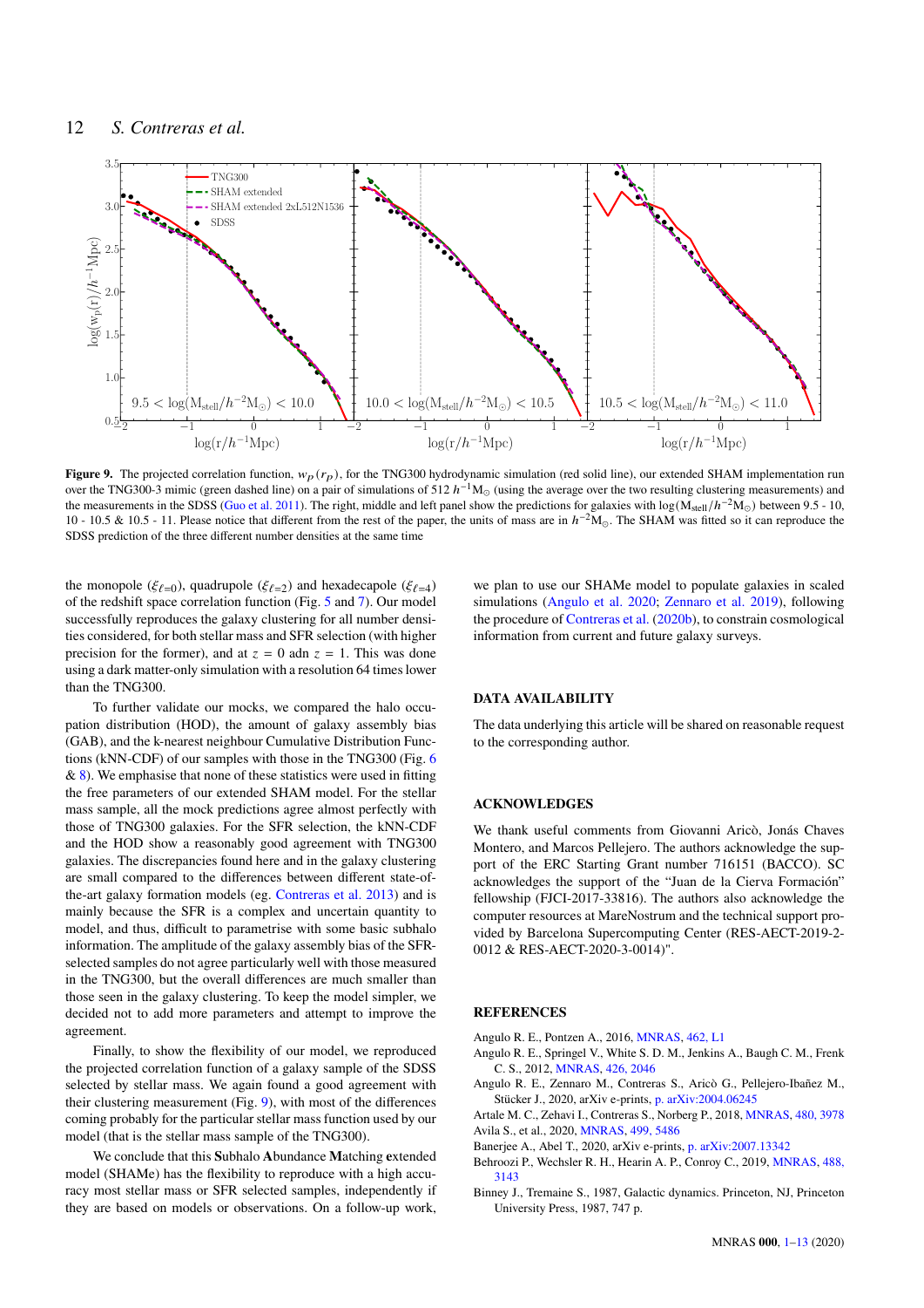**Figure 9.** The projected correlation function, $w_p(r_p)$, for the TNG300 hydrodynamic simulation (red solid line), our extended SHAM implementation run over the TNG300-3 mimic (green dashed line) on a pair of simulations of 512 $h^{-1}$M$_\odot$ (using the average over the two resulting clustering measurements) and the measurements in the SDSS (Guo et al. 2011). The right, middle and left panel show the predictions for galaxies with $\log(\mathrm{M_{stell}}/h^{-2}\mathrm{M_\odot})$ between 9.5 - 10, 10 - 10.5 & 10.5 - 11. Please notice that different from the rest of the paper, the units of mass are in $h^{-2}$M$_\odot$. The SHAM was fitted so it can reproduce the SDSS prediction of the three different number densities at the same time

the monopole ($\xi_{\ell=0}$), quadrupole ($\xi_{\ell=2}$) and hexadecapole ($\xi_{\ell=4}$) of the redshift space correlation function (Fig. 5 and 7). Our model successfully reproduces the galaxy clustering for all number densities considered, for both stellar mass and SFR selection (with higher precision for the former), and at $z = 0$ adn $z = 1$. This was done using a dark matter-only simulation with a resolution 64 times lower than the TNG300.

To further validate our mocks, we compared the halo occupation distribution (HOD), the amount of galaxy assembly bias (GAB), and the k-nearest neighbour Cumulative Distribution Functions (kNN-CDF) of our samples with those in the TNG300 (Fig. 6 & 8). We emphasise that none of these statistics were used in fitting the free parameters of our extended SHAM model. For the stellar mass sample, all the mock predictions agree almost perfectly with those of TNG300 galaxies. For the SFR selection, the kNN-CDF and the HOD show a reasonably good agreement with TNG300 galaxies. The discrepancies found here and in the galaxy clustering are small compared to the differences between different state-of-the-art galaxy formation models (eg. Contreras et al. 2013) and is mainly because the SFR is a complex and uncertain quantity to model, and thus, difficult to parametrise with some basic subhalo information. The amplitude of the galaxy assembly bias of the SFR-selected samples do not agree particularly well with those measured in the TNG300, but the overall differences are much smaller than those seen in the galaxy clustering. To keep the model simpler, we decided not to add more parameters and attempt to improve the agreement.

Finally, to show the flexibility of our model, we reproduced the projected correlation function of a galaxy sample of the SDSS selected by stellar mass. We again found a good agreement with their clustering measurement (Fig. 9), with most of the differences coming probably for the particular stellar mass function used by our model (that is the stellar mass sample of the TNG300).

We conclude that this **S**ubhalo **A**bundance **M**atching extended model (SHAMe) has the flexibility to reproduce with a high accuracy most stellar mass or SFR selected samples, independently if they are based on models or observations. On a follow-up work, we plan to use our SHAMe model to populate galaxies in scaled simulations (Angulo et al. 2020; Zennaro et al. 2019), following the procedure of Contreras et al. (2020b), to constrain cosmological information from current and future galaxy surveys.

## DATA AVAILABILITY

The data underlying this article will be shared on reasonable request to the corresponding author.

## ACKNOWLEDGES

We thank useful comments from Giovanni Aricò, Jonás Chaves Montero, and Marcos Pellejero. The authors acknowledge the support of the ERC Starting Grant number 716151 (BACCO). SC acknowledges the support of the "Juan de la Cierva Formación" fellowship (FJCI-2017-33816). The authors also acknowledge the computer resources at MareNostrum and the technical support provided by Barcelona Supercomputing Center (RES-AECT-2019-2-0012 & RES-AECT-2020-3-0014)".

## REFERENCES

Angulo R. E., Pontzen A., 2016, MNRAS, 462, L1

Angulo R. E., Springel V., White S. D. M., Jenkins A., Baugh C. M., Frenk C. S., 2012, MNRAS, 426, 2046

Angulo R. E., Zennaro M., Contreras S., Aricò G., Pellejero-Ibañez M., Stücker J., 2020, arXiv e-prints, p. arXiv:2004.06245

Artale M. C., Zehavi I., Contreras S., Norberg P., 2018, MNRAS, 480, 3978

Avila S., et al., 2020, MNRAS, 499, 5486

Banerjee A., Abel T., 2020, arXiv e-prints, p. arXiv:2007.13342

Behroozi P., Wechsler R. H., Hearin A. P., Conroy C., 2019, MNRAS, 488, 3143

Binney J., Tremaine S., 1987, Galactic dynamics. Princeton, NJ, Princeton University Press, 1987, 747 p.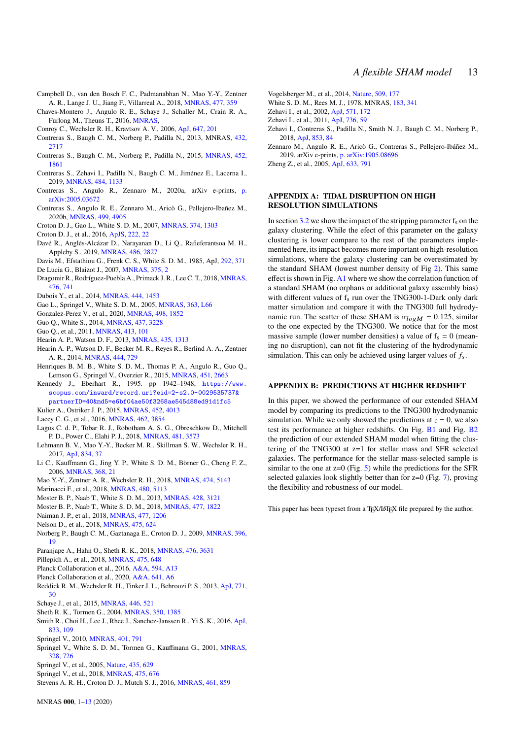Campbell D., van den Bosch F. C., Padmanabhan N., Mao Y.-Y., Zentner A. R., Lange J. U., Jiang F., Villarreal A., 2018, MNRAS, 477, 359

Chaves-Montero J., Angulo R. E., Schaye J., Schaller M., Crain R. A., Furlong M., Theuns T., 2016, MNRAS,

Conroy C., Wechsler R. H., Kravtsov A. V., 2006, ApJ, 647, 201

Contreras S., Baugh C. M., Norberg P., Padilla N., 2013, MNRAS, 432, 2717

Contreras S., Baugh C. M., Norberg P., Padilla N., 2015, MNRAS, 452, 1861

Contreras S., Zehavi I., Padilla N., Baugh C. M., Jiménez E., Lacerna I., 2019, MNRAS, 484, 1133

Contreras S., Angulo R., Zennaro M., 2020a, arXiv e-prints, p. arXiv:2005.03672

Contreras S., Angulo R. E., Zennaro M., Aricò G., Pellejero-Ibañez M., 2020b, MNRAS, 499, 4905

Croton D. J., Gao L., White S. D. M., 2007, MNRAS, 374, 1303

Croton D. J., et al., 2016, ApJS, 222, 22

Davé R., Anglés-Alcázar D., Narayanan D., Li Q., Rafieferantsoa M. H., Appleby S., 2019, MNRAS, 486, 2827

Davis M., Efstathiou G., Frenk C. S., White S. D. M., 1985, ApJ, 292, 371

De Lucia G., Blaizot J., 2007, MNRAS, 375, 2

Dragomir R., Rodríguez-Puebla A., Primack J. R., Lee C. T., 2018, MNRAS, 476, 741

Dubois Y., et al., 2014, MNRAS, 444, 1453

Gao L., Springel V., White S. D. M., 2005, MNRAS, 363, L66

Gonzalez-Perez V., et al., 2020, MNRAS, 498, 1852

Guo Q., White S., 2014, MNRAS, 437, 3228

Guo Q., et al., 2011, MNRAS, 413, 101

Hearin A. P., Watson D. F., 2013, MNRAS, 435, 1313

Hearin A. P., Watson D. F., Becker M. R., Reyes R., Berlind A. A., Zentner A. R., 2014, MNRAS, 444, 729

Henriques B. M. B., White S. D. M., Thomas P. A., Angulo R., Guo Q., Lemson G., Springel V., Overzier R., 2015, MNRAS, 451, 2663

Kennedy J., Eberhart R., 1995. pp 1942–1948, https://www.scopus.com/inward/record.uri?eid=2-s2.0-0029535737&partnerID=40&md5=e6bf04ae50f3268ae545d88ed91d1fc5

Kulier A., Ostriker J. P., 2015, MNRAS, 452, 4013

Lacey C. G., et al., 2016, MNRAS, 462, 3854

Lagos C. d. P., Tobar R. J., Robotham A. S. G., Obreschkow D., Mitchell P. D., Power C., Elahi P. J., 2018, MNRAS, 481, 3573

Lehmann B. V., Mao Y.-Y., Becker M. R., Skillman S. W., Wechsler R. H., 2017, ApJ, 834, 37

Li C., Kauffmann G., Jing Y. P., White S. D. M., Börner G., Cheng F. Z., 2006, MNRAS, 368, 21

Mao Y.-Y., Zentner A. R., Wechsler R. H., 2018, MNRAS, 474, 5143

Marinacci F., et al., 2018, MNRAS, 480, 5113

Moster B. P., Naab T., White S. D. M., 2013, MNRAS, 428, 3121

Moster B. P., Naab T., White S. D. M., 2018, MNRAS, 477, 1822

Naiman J. P., et al., 2018, MNRAS, 477, 1206

Nelson D., et al., 2018, MNRAS, 475, 624

Norberg P., Baugh C. M., Gaztanaga E., Croton D. J., 2009, MNRAS, 396, 19

Paranjape A., Hahn O., Sheth R. K., 2018, MNRAS, 476, 3631

Pillepich A., et al., 2018, MNRAS, 475, 648

Planck Collaboration et al., 2016, A&A, 594, A13

Planck Collaboration et al., 2020, A&A, 641, A6

Reddick R. M., Wechsler R. H., Tinker J. L., Behroozi P. S., 2013, ApJ, 771, 30

Schaye J., et al., 2015, MNRAS, 446, 521

Sheth R. K., Tormen G., 2004, MNRAS, 350, 1385

Smith R., Choi H., Lee J., Rhee J., Sanchez-Janssen R., Yi S. K., 2016, ApJ, 833, 109

Springel V., 2010, MNRAS, 401, 791

Springel V., White S. D. M., Tormen G., Kauffmann G., 2001, MNRAS, 328, 726

Springel V., et al., 2005, Nature, 435, 629

Springel V., et al., 2018, MNRAS, 475, 676

Stevens A. R. H., Croton D. J., Mutch S. J., 2016, MNRAS, 461, 859

Vogelsberger M., et al., 2014, Nature, 509, 177

White S. D. M., Rees M. J., 1978, MNRAS, 183, 341

Zehavi I., et al., 2002, ApJ, 571, 172

Zehavi I., et al., 2011, ApJ, 736, 59

Zehavi I., Contreras S., Padilla N., Smith N. J., Baugh C. M., Norberg P., 2018, ApJ, 853, 84

Zennaro M., Angulo R. E., Aricò G., Contreras S., Pellejero-Ibáñez M., 2019, arXiv e-prints, p. arXiv:1905.08696

Zheng Z., et al., 2005, ApJ, 633, 791

## APPENDIX A: TIDAL DISRUPTION ON HIGH RESOLUTION SIMULATIONS

In section 3.2 we show the impact of the stripping parameter $f_s$ on the galaxy clustering. While the efect of this parameter on the galaxy clustering is lower compare to the rest of the parameters implemented here, its impact becomes more important on high-resolution simulations, where the galaxy clustering can be overestimated by the standard SHAM (lowest number density of Fig 2). This same effect is shown in Fig. A1 where we show the correlation function of a standard SHAM (no orphans or additional galaxy assembly bias) with different values of $f_s$ run over the TNG300-1-Dark only dark matter simulation and compare it with the TNG300 full hydrodynamic run. The scatter of these SHAM is $\sigma_{logM} = 0.125$, similar to the one expected by the TNG300. We notice that for the most massive sample (lower number densities) a value of $f_s = 0$ (meaning no disruption), can not fit the clustering of the hydrodynamic simulation. This can only be achieved using larger values of $f_s$.

## APPENDIX B: PREDICTIONS AT HIGHER REDSHIFT

In this paper, we showed the performance of our extended SHAM model by comparing its predictions to the TNG300 hydrodynamic simulation. While we only showed the predictions at $z = 0$, we also test its performance at higher redshifts. On Fig. B1 and Fig. B2 the prediction of our extended SHAM model when fitting the clustering of the TNG300 at z=1 for stellar mass and SFR selected galaxies. The performance for the stellar mass-selected sample is similar to the one at z=0 (Fig. 5) while the predictions for the SFR selected galaxies look slightly better than for z=0 (Fig. 7), proving the flexibility and robustness of our model.

This paper has been typeset from a TEX/LATEX file prepared by the author.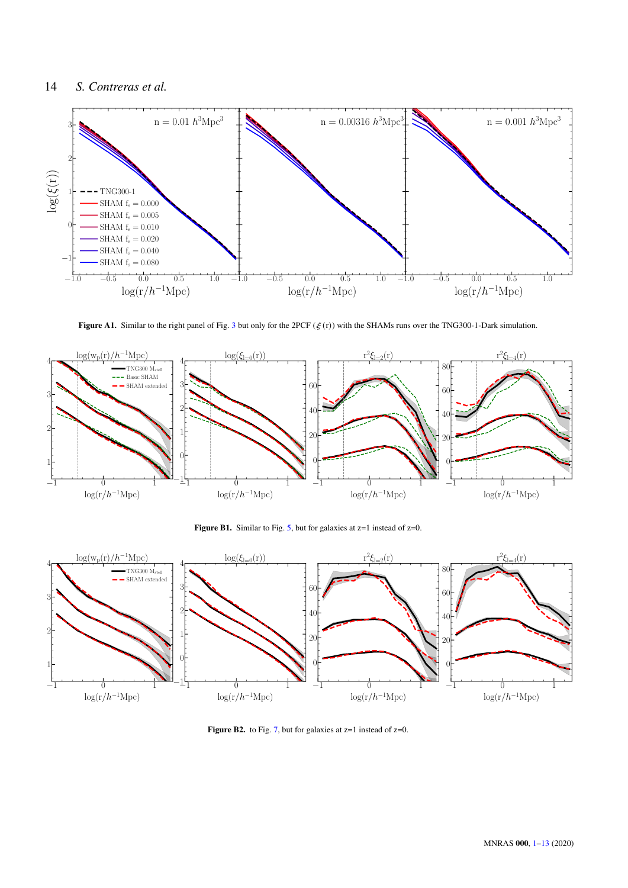n = 0.01 $h^3$Mpc$^3$

n = 0.00316 $h^3$Mpc$^3$

n = 0.001 $h^3$Mpc$^3$

$\log(\xi(\mathrm{r}))$

$\log(\mathrm{r}/h^{-1}\mathrm{Mpc})$

TNG300-1

SHAM $f_s$ = 0.000

SHAM $f_s$ = 0.005

SHAM $f_s$ = 0.010

SHAM $f_s$ = 0.020

SHAM $f_s$ = 0.040

SHAM $f_s$ = 0.080

**Figure A1.** Similar to the right panel of Fig. 3 but only for the 2PCF ($\xi$ (r)) with the SHAMs runs over the TNG300-1-Dark simulation.

$\log(\mathrm{w_p(r)}/h^{-1}\mathrm{Mpc})$

$\log(\xi_{l=0}(\mathrm{r}))$

$\mathrm{r}^2\xi_{l=2}(\mathrm{r})$

$\mathrm{r}^2\xi_{l=4}(\mathrm{r})$

TNG300 $M_{stell}$

Basic SHAM

SHAM extended

$\log(\mathrm{r}/h^{-1}\mathrm{Mpc})$

**Figure B1.** Similar to Fig. 5, but for galaxies at z=1 instead of z=0.

$\log(\mathrm{w_p(r)}/h^{-1}\mathrm{Mpc})$

$\log(\xi_{l=0}(\mathrm{r}))$

$\mathrm{r}^2\xi_{l=2}(\mathrm{r})$

$\mathrm{r}^2\xi_{l=4}(\mathrm{r})$

TNG300 $M_{stell}$

SHAM extended

$\log(\mathrm{r}/h^{-1}\mathrm{Mpc})$

**Figure B2.** to Fig. 7, but for galaxies at z=1 instead of z=0.